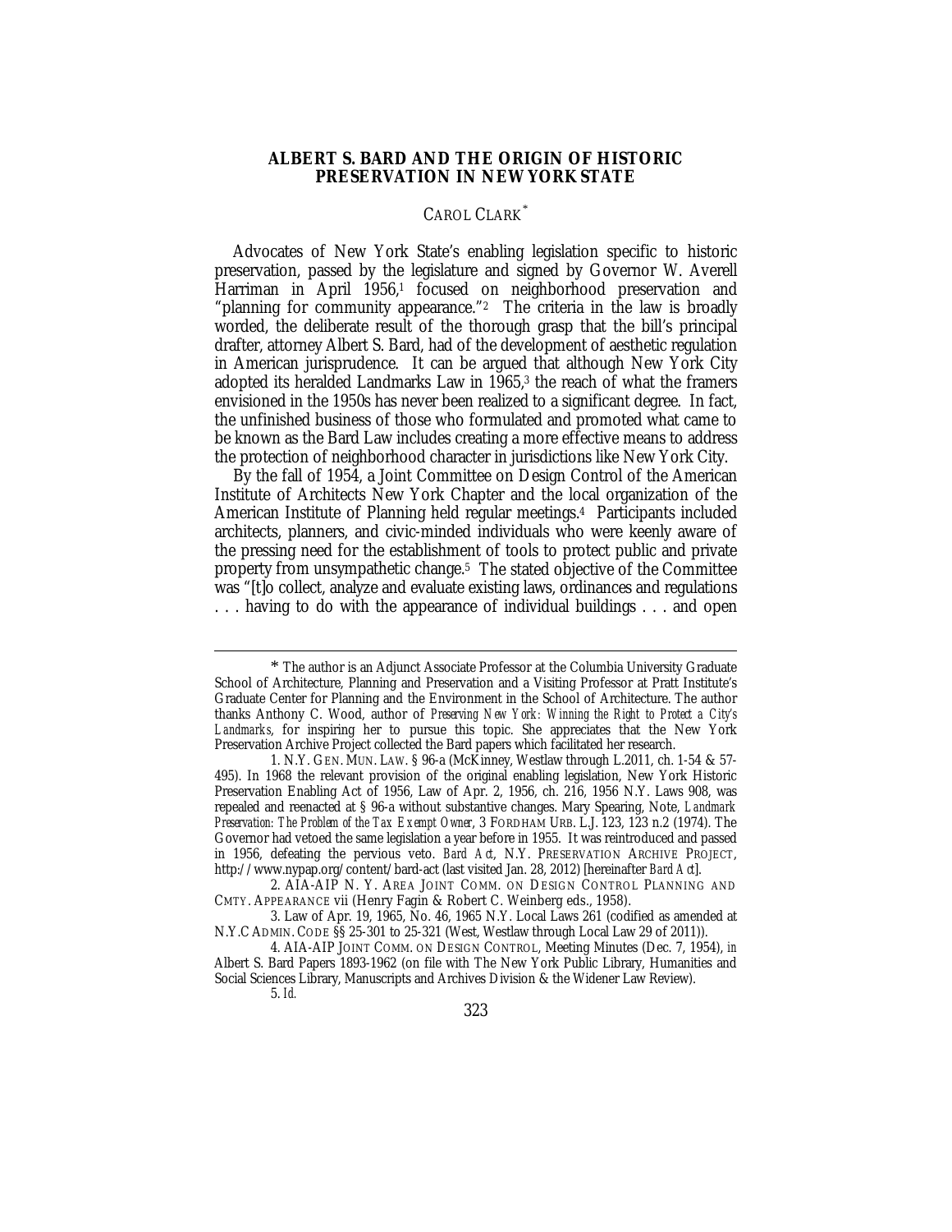# ALBERT S. BARD AND THE ORIGIN OF HISTORIC PRESERVATION IN NEW YORK STATE

CAROL CLARK*

Advocates of New York State's enabling legislation specific to historic preservation, passed by the legislature and signed by Governor W. Averell Harriman in April 1956,[1] focused on neighborhood preservation and "planning for community appearance."[2] The criteria in the law is broadly worded, the deliberate result of the thorough grasp that the bill's principal drafter, attorney Albert S. Bard, had of the development of aesthetic regulation in American jurisprudence. It can be argued that although New York City adopted its heralded Landmarks Law in 1965,[3] the reach of what the framers envisioned in the 1950s has never been realized to a significant degree. In fact, the unfinished business of those who formulated and promoted what came to be known as the Bard Law includes creating a more effective means to address the protection of neighborhood character in jurisdictions like New York City.

By the fall of 1954, a Joint Committee on Design Control of the American Institute of Architects New York Chapter and the local organization of the American Institute of Planning held regular meetings.[4] Participants included architects, planners, and civic-minded individuals who were keenly aware of the pressing need for the establishment of tools to protect public and private property from unsympathetic change.[5] The stated objective of the Committee was "[t]o collect, analyze and evaluate existing laws, ordinances and regulations . . . having to do with the appearance of individual buildings . . . and open

---

* The author is an Adjunct Associate Professor at the Columbia University Graduate School of Architecture, Planning and Preservation and a Visiting Professor at Pratt Institute's Graduate Center for Planning and the Environment in the School of Architecture. The author thanks Anthony C. Wood, author of *Preserving New York: Winning the Right to Protect a City's Landmarks*, for inspiring her to pursue this topic. She appreciates that the New York Preservation Archive Project collected the Bard papers which facilitated her research.

1. N.Y. GEN. MUN. LAW. § 96-a (McKinney, Westlaw through L.2011, ch. 1-54 & 57-495). In 1968 the relevant provision of the original enabling legislation, New York Historic Preservation Enabling Act of 1956, Law of Apr. 2, 1956, ch. 216, 1956 N.Y. Laws 908, was repealed and reenacted at § 96-a without substantive changes. Mary Spearing, Note, *Landmark Preservation: The Problem of the Tax Exempt Owner*, 3 FORDHAM URB. L.J. 123, 123 n.2 (1974). The Governor had vetoed the same legislation a year before in 1955. It was reintroduced and passed in 1956, defeating the pervious veto. *Bard Act*, N.Y. PRESERVATION ARCHIVE PROJECT, http://www.nypap.org/content/bard-act (last visited Jan. 28, 2012) [hereinafter *Bard Act*].

2. AIA-AIP N. Y. AREA JOINT COMM. ON DESIGN CONTROL PLANNING AND CMTY. APPEARANCE vii (Henry Fagin & Robert C. Weinberg eds., 1958).

3. Law of Apr. 19, 1965, No. 46, 1965 N.Y. Local Laws 261 (codified as amended at N.Y.C ADMIN. CODE §§ 25-301 to 25-321 (West, Westlaw through Local Law 29 of 2011)).

4. AIA-AIP JOINT COMM. ON DESIGN CONTROL, Meeting Minutes (Dec. 7, 1954), *in* Albert S. Bard Papers 1893-1962 (on file with The New York Public Library, Humanities and Social Sciences Library, Manuscripts and Archives Division & the Widener Law Review).

5. *Id.*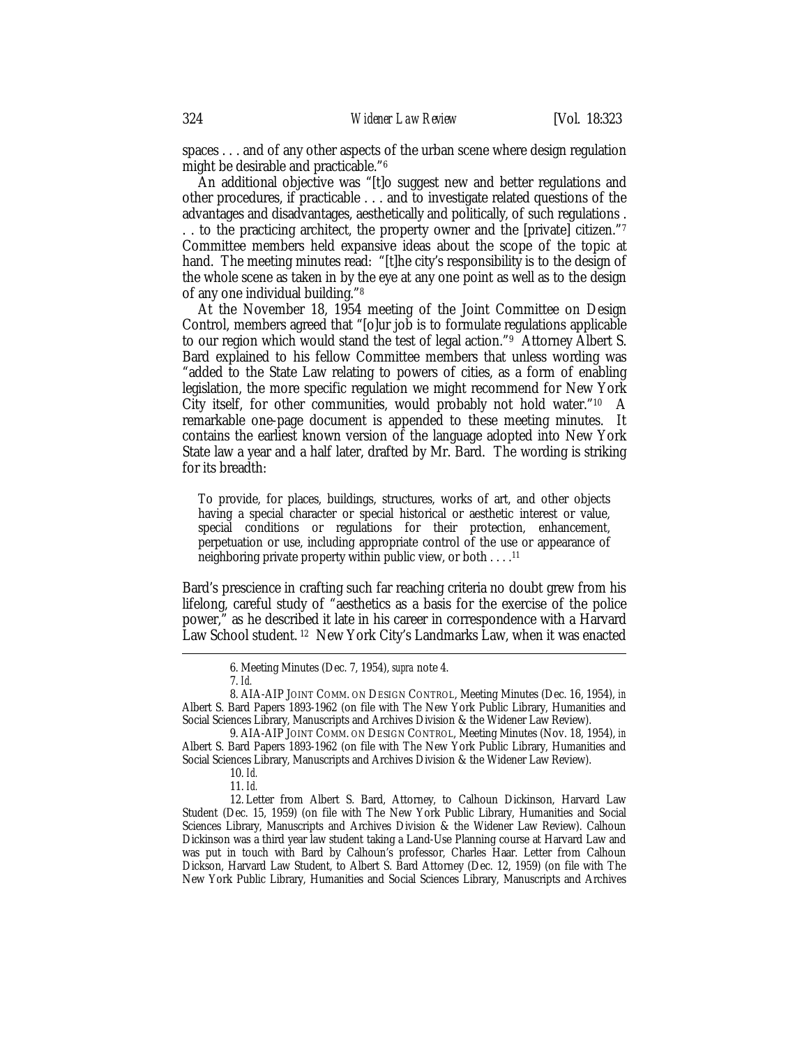spaces . . . and of any other aspects of the urban scene where design regulation might be desirable and practicable."[6]

An additional objective was "[t]o suggest new and better regulations and other procedures, if practicable . . . and to investigate related questions of the advantages and disadvantages, aesthetically and politically, of such regulations . . . to the practicing architect, the property owner and the [private] citizen."[7] Committee members held expansive ideas about the scope of the topic at hand. The meeting minutes read: "[t]he city's responsibility is to the design of the whole scene as taken in by the eye at any one point as well as to the design of any one individual building."[8]

At the November 18, 1954 meeting of the Joint Committee on Design Control, members agreed that "[o]ur job is to formulate regulations applicable to our region which would stand the test of legal action."[9] Attorney Albert S. Bard explained to his fellow Committee members that unless wording was "added to the State Law relating to powers of cities, as a form of enabling legislation, the more specific regulation we might recommend for New York City itself, for other communities, would probably not hold water."[10] A remarkable one-page document is appended to these meeting minutes. It contains the earliest known version of the language adopted into New York State law a year and a half later, drafted by Mr. Bard. The wording is striking for its breadth:

> To provide, for places, buildings, structures, works of art, and other objects having a special character or special historical or aesthetic interest or value, special conditions or regulations for their protection, enhancement, perpetuation or use, including appropriate control of the use or appearance of neighboring private property within public view, or both . . . .[11]

Bard's prescience in crafting such far reaching criteria no doubt grew from his lifelong, careful study of "aesthetics as a basis for the exercise of the police power," as he described it late in his career in correspondence with a Harvard Law School student.[12] New York City's Landmarks Law, when it was enacted

---

6. Meeting Minutes (Dec. 7, 1954), *supra* note 4.

7. *Id.*

8. AIA-AIP JOINT COMM. ON DESIGN CONTROL, Meeting Minutes (Dec. 16, 1954), *in* Albert S. Bard Papers 1893-1962 (on file with The New York Public Library, Humanities and Social Sciences Library, Manuscripts and Archives Division & the Widener Law Review).

9. AIA-AIP JOINT COMM. ON DESIGN CONTROL, Meeting Minutes (Nov. 18, 1954), *in* Albert S. Bard Papers 1893-1962 (on file with The New York Public Library, Humanities and Social Sciences Library, Manuscripts and Archives Division & the Widener Law Review).

10. *Id.*

11. *Id.*

12. Letter from Albert S. Bard, Attorney, to Calhoun Dickinson, Harvard Law Student (Dec. 15, 1959) (on file with The New York Public Library, Humanities and Social Sciences Library, Manuscripts and Archives Division & the Widener Law Review). Calhoun Dickinson was a third year law student taking a Land-Use Planning course at Harvard Law and was put in touch with Bard by Calhoun's professor, Charles Haar. Letter from Calhoun Dickson, Harvard Law Student, to Albert S. Bard Attorney (Dec. 12, 1959) (on file with The New York Public Library, Humanities and Social Sciences Library, Manuscripts and Archives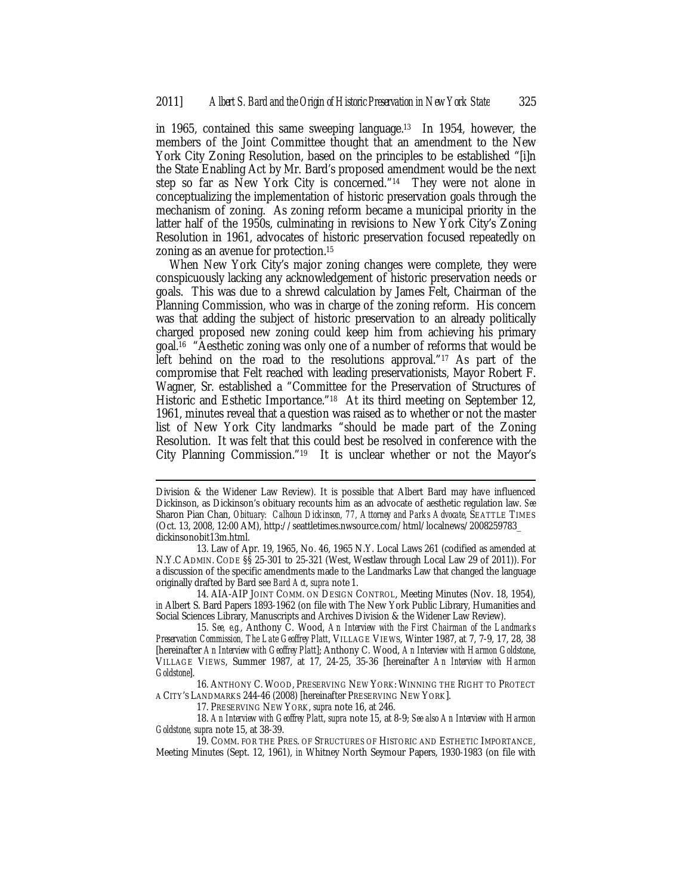in 1965, contained this same sweeping language.[13] In 1954, however, the members of the Joint Committee thought that an amendment to the New York City Zoning Resolution, based on the principles to be established "[i]n the State Enabling Act by Mr. Bard's proposed amendment would be the next step so far as New York City is concerned."[14] They were not alone in conceptualizing the implementation of historic preservation goals through the mechanism of zoning. As zoning reform became a municipal priority in the latter half of the 1950s, culminating in revisions to New York City's Zoning Resolution in 1961, advocates of historic preservation focused repeatedly on zoning as an avenue for protection.[15]

When New York City's major zoning changes were complete, they were conspicuously lacking any acknowledgement of historic preservation needs or goals. This was due to a shrewd calculation by James Felt, Chairman of the Planning Commission, who was in charge of the zoning reform. His concern was that adding the subject of historic preservation to an already politically charged proposed new zoning could keep him from achieving his primary goal.[16] "Aesthetic zoning was only one of a number of reforms that would be left behind on the road to the resolutions approval."[17] As part of the compromise that Felt reached with leading preservationists, Mayor Robert F. Wagner, Sr. established a "Committee for the Preservation of Structures of Historic and Esthetic Importance."[18] At its third meeting on September 12, 1961, minutes reveal that a question was raised as to whether or not the master list of New York City landmarks "should be made part of the Zoning Resolution. It was felt that this could best be resolved in conference with the City Planning Commission."[19] It is unclear whether or not the Mayor's

---

Division & the Widener Law Review). It is possible that Albert Bard may have influenced Dickinson, as Dickinson's obituary recounts him as an advocate of aesthetic regulation law. *See* Sharon Pian Chan, *Obituary: Calhoun Dickinson, 77, Attorney and Parks Advocate*, SEATTLE TIMES (Oct. 13, 2008, 12:00 AM), http://seattletimes.nwsource.com/html/localnews/2008259783_dickinsonobit13m.html.

13. Law of Apr. 19, 1965, No. 46, 1965 N.Y. Local Laws 261 (codified as amended at N.Y.C ADMIN. CODE §§ 25-301 to 25-321 (West, Westlaw through Local Law 29 of 2011)). For a discussion of the specific amendments made to the Landmarks Law that changed the language originally drafted by Bard see *Bard Act*, *supra* note 1.

14. AIA-AIP JOINT COMM. ON DESIGN CONTROL, Meeting Minutes (Nov. 18, 1954), *in* Albert S. Bard Papers 1893-1962 (on file with The New York Public Library, Humanities and Social Sciences Library, Manuscripts and Archives Division & the Widener Law Review).

15. *See, e.g.*, Anthony C. Wood, *An Interview with the First Chairman of the Landmarks Preservation Commission, The Late Geoffrey Platt*, VILLAGE VIEWS, Winter 1987, at 7, 7-9, 17, 28, 38 [hereinafter *An Interview with Geoffrey Platt*]; Anthony C. Wood, *An Interview with Harmon Goldstone*, VILLAGE VIEWS, Summer 1987, at 17, 24-25, 35-36 [hereinafter *An Interview with Harmon Goldstone*].

16. ANTHONY C. WOOD, PRESERVING NEW YORK: WINNING THE RIGHT TO PROTECT A CITY'S LANDMARKS 244-46 (2008) [hereinafter PRESERVING NEW YORK].

17. PRESERVING NEW YORK, *supra* note 16, at 246.

18. *An Interview with Geoffrey Platt*, *supra* note 15, at 8-9; *See also An Interview with Harmon Goldstone*, *supra* note 15, at 38-39.

19. COMM. FOR THE PRES. OF STRUCTURES OF HISTORIC AND ESTHETIC IMPORTANCE, Meeting Minutes (Sept. 12, 1961), *in* Whitney North Seymour Papers, 1930-1983 (on file with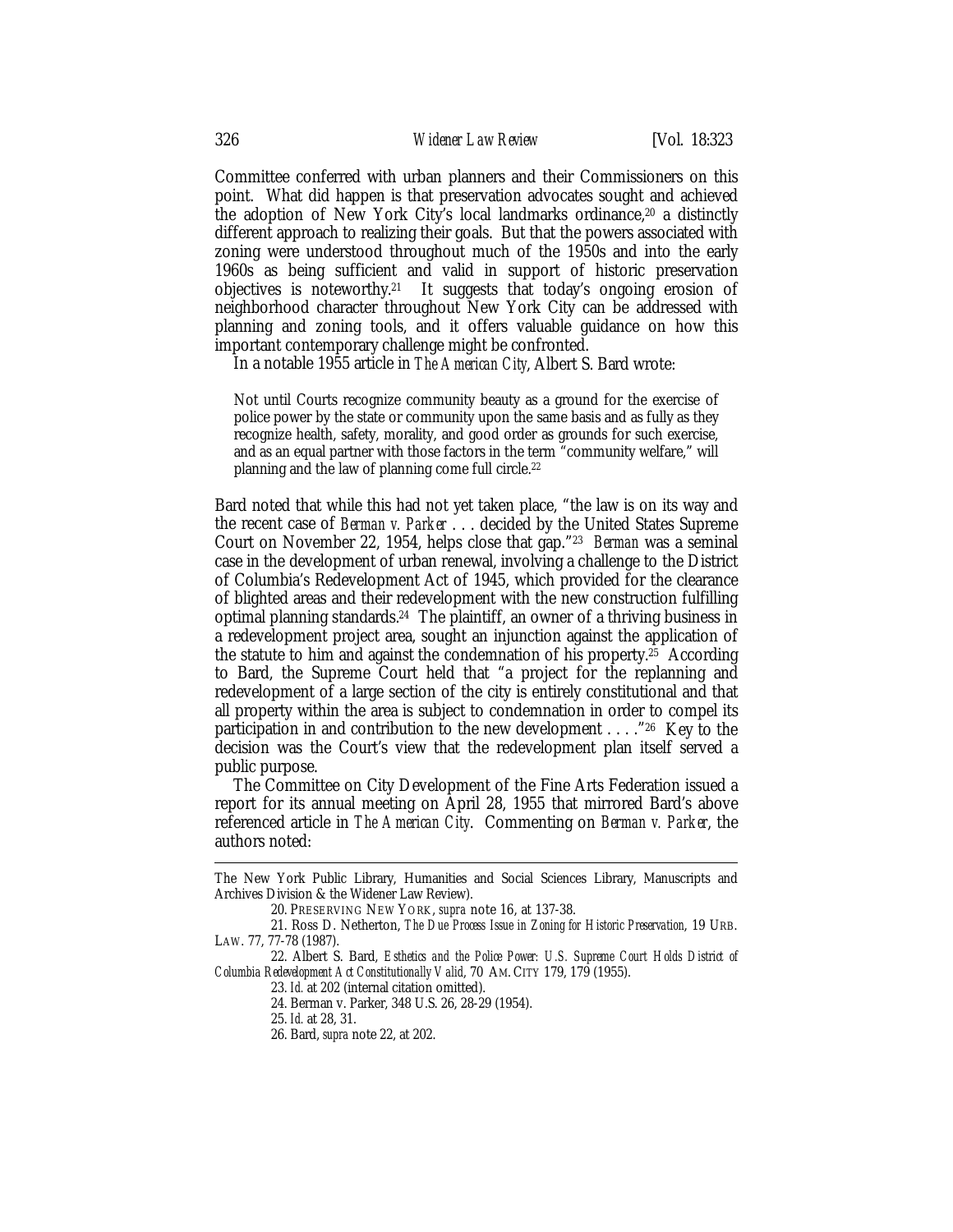Committee conferred with urban planners and their Commissioners on this point. What did happen is that preservation advocates sought and achieved the adoption of New York City's local landmarks ordinance,[20] a distinctly different approach to realizing their goals. But that the powers associated with zoning were understood throughout much of the 1950s and into the early 1960s as being sufficient and valid in support of historic preservation objectives is noteworthy.[21] It suggests that today's ongoing erosion of neighborhood character throughout New York City can be addressed with planning and zoning tools, and it offers valuable guidance on how this important contemporary challenge might be confronted.

In a notable 1955 article in *The American City*, Albert S. Bard wrote:

> Not until Courts recognize community beauty as a ground for the exercise of police power by the state or community upon the same basis and as fully as they recognize health, safety, morality, and good order as grounds for such exercise, and as an equal partner with those factors in the term "community welfare," will planning and the law of planning come full circle.[22]

Bard noted that while this had not yet taken place, "the law is on its way and the recent case of *Berman v. Parker* . . . decided by the United States Supreme Court on November 22, 1954, helps close that gap."[23] *Berman* was a seminal case in the development of urban renewal, involving a challenge to the District of Columbia's Redevelopment Act of 1945, which provided for the clearance of blighted areas and their redevelopment with the new construction fulfilling optimal planning standards.[24] The plaintiff, an owner of a thriving business in a redevelopment project area, sought an injunction against the application of the statute to him and against the condemnation of his property.[25] According to Bard, the Supreme Court held that "a project for the replanning and redevelopment of a large section of the city is entirely constitutional and that all property within the area is subject to condemnation in order to compel its participation in and contribution to the new development . . . ."[26] Key to the decision was the Court's view that the redevelopment plan itself served a public purpose.

The Committee on City Development of the Fine Arts Federation issued a report for its annual meeting on April 28, 1955 that mirrored Bard's above referenced article in *The American City*. Commenting on *Berman v. Parker*, the authors noted:

---

The New York Public Library, Humanities and Social Sciences Library, Manuscripts and Archives Division & the Widener Law Review).

20. PRESERVING NEW YORK, *supra* note 16, at 137-38.

21. Ross D. Netherton, *The Due Process Issue in Zoning for Historic Preservation*, 19 URB. LAW. 77, 77-78 (1987).

22. Albert S. Bard, *Esthetics and the Police Power: U.S. Supreme Court Holds District of Columbia Redevelopment Act Constitutionally Valid*, 70 AM. CITY 179, 179 (1955).

23. *Id.* at 202 (internal citation omitted).

24. Berman v. Parker, 348 U.S. 26, 28-29 (1954).

25. *Id.* at 28, 31.

26. Bard, *supra* note 22, at 202.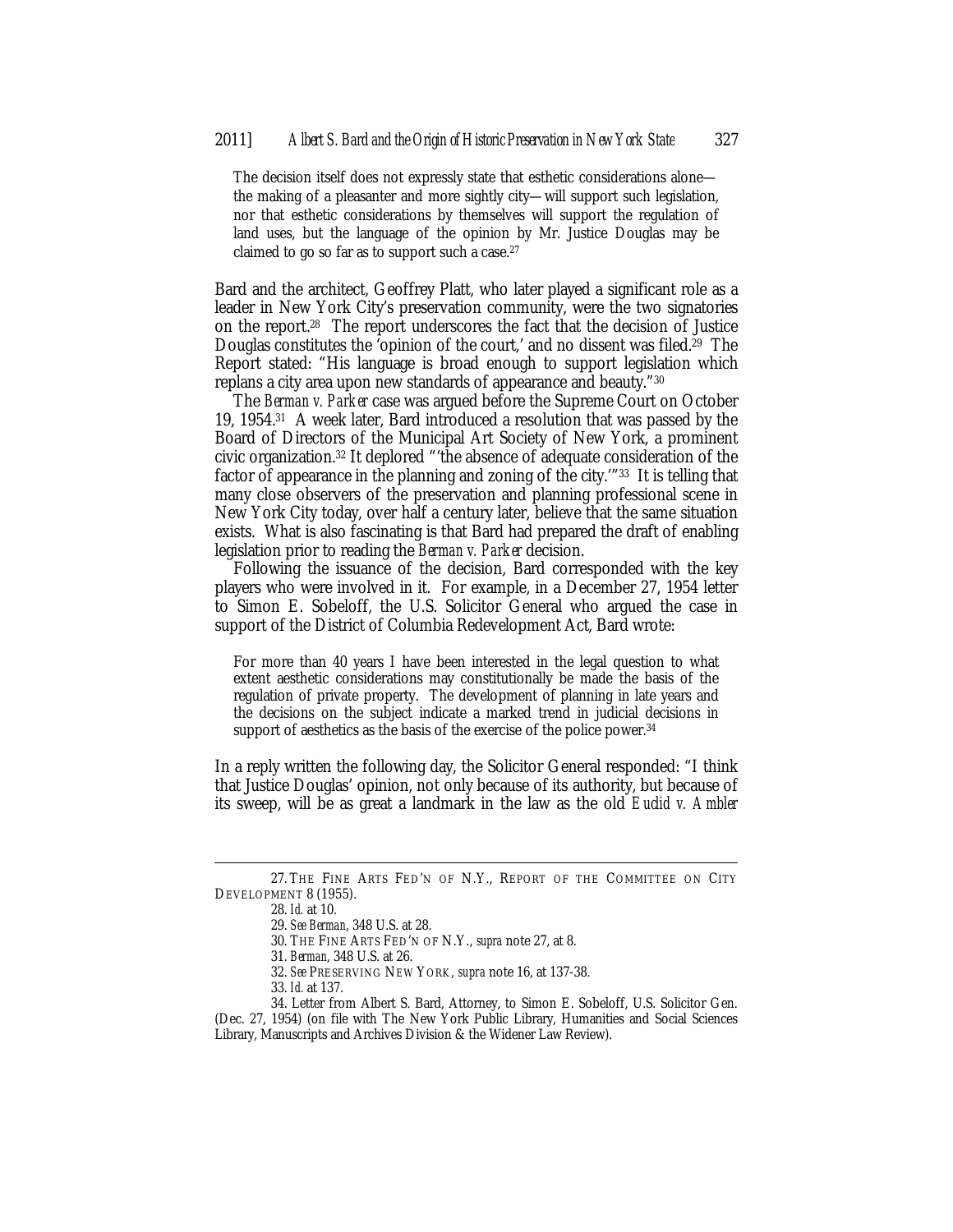> The decision itself does not expressly state that esthetic considerations alone—the making of a pleasanter and more sightly city—will support such legislation, nor that esthetic considerations by themselves will support the regulation of land uses, but the language of the opinion by Mr. Justice Douglas may be claimed to go so far as to support such a case.[27]

Bard and the architect, Geoffrey Platt, who later played a significant role as a leader in New York City's preservation community, were the two signatories on the report.[28] The report underscores the fact that the decision of Justice Douglas constitutes the 'opinion of the court,' and no dissent was filed.[29] The Report stated: "His language is broad enough to support legislation which replans a city area upon new standards of appearance and beauty."[30]

The *Berman v. Parker* case was argued before the Supreme Court on October 19, 1954.[31] A week later, Bard introduced a resolution that was passed by the Board of Directors of the Municipal Art Society of New York, a prominent civic organization.[32] It deplored "'the absence of adequate consideration of the factor of appearance in the planning and zoning of the city.'"[33] It is telling that many close observers of the preservation and planning professional scene in New York City today, over half a century later, believe that the same situation exists. What is also fascinating is that Bard had prepared the draft of enabling legislation prior to reading the *Berman v. Parker* decision.

Following the issuance of the decision, Bard corresponded with the key players who were involved in it. For example, in a December 27, 1954 letter to Simon E. Sobeloff, the U.S. Solicitor General who argued the case in support of the District of Columbia Redevelopment Act, Bard wrote:

> For more than 40 years I have been interested in the legal question to what extent aesthetic considerations may constitutionally be made the basis of the regulation of private property. The development of planning in late years and the decisions on the subject indicate a marked trend in judicial decisions in support of aesthetics as the basis of the exercise of the police power.[34]

In a reply written the following day, the Solicitor General responded: "I think that Justice Douglas' opinion, not only because of its authority, but because of its sweep, will be as great a landmark in the law as the old *Euclid v. Ambler*

---

27. THE FINE ARTS FED'N OF N.Y., REPORT OF THE COMMITTEE ON CITY DEVELOPMENT 8 (1955).

28. *Id.* at 10.

29. *See Berman*, 348 U.S. at 28.

30. THE FINE ARTS FED'N OF N.Y., *supra* note 27, at 8.

31. *Berman*, 348 U.S. at 26.

32. *See* PRESERVING NEW YORK, *supra* note 16, at 137-38.

33. *Id.* at 137.

34. Letter from Albert S. Bard, Attorney, to Simon E. Sobeloff, U.S. Solicitor Gen. (Dec. 27, 1954) (on file with The New York Public Library, Humanities and Social Sciences Library, Manuscripts and Archives Division & the Widener Law Review).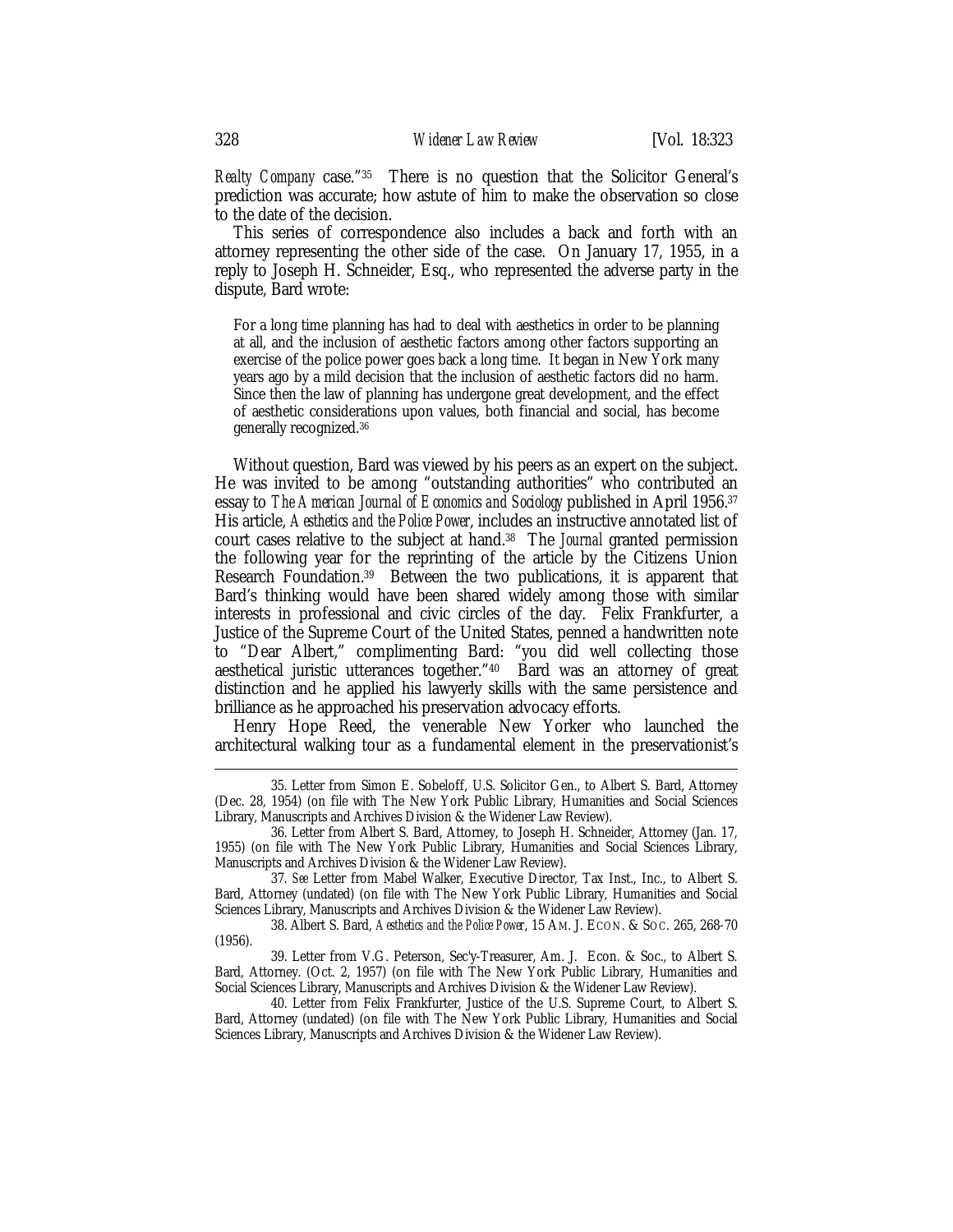*Realty Company* case."[35] There is no question that the Solicitor General's prediction was accurate; how astute of him to make the observation so close to the date of the decision.

This series of correspondence also includes a back and forth with an attorney representing the other side of the case. On January 17, 1955, in a reply to Joseph H. Schneider, Esq., who represented the adverse party in the dispute, Bard wrote:

> For a long time planning has had to deal with aesthetics in order to be planning at all, and the inclusion of aesthetic factors among other factors supporting an exercise of the police power goes back a long time. It began in New York many years ago by a mild decision that the inclusion of aesthetic factors did no harm. Since then the law of planning has undergone great development, and the effect of aesthetic considerations upon values, both financial and social, has become generally recognized.[36]

Without question, Bard was viewed by his peers as an expert on the subject. He was invited to be among "outstanding authorities" who contributed an essay to *The American Journal of Economics and Sociology* published in April 1956.[37] His article, *Aesthetics and the Police Power*, includes an instructive annotated list of court cases relative to the subject at hand.[38] The *Journal* granted permission the following year for the reprinting of the article by the Citizens Union Research Foundation.[39] Between the two publications, it is apparent that Bard's thinking would have been shared widely among those with similar interests in professional and civic circles of the day. Felix Frankfurter, a Justice of the Supreme Court of the United States, penned a handwritten note to "Dear Albert," complimenting Bard: "you did well collecting those aesthetical juristic utterances together."[40] Bard was an attorney of great distinction and he applied his lawyerly skills with the same persistence and brilliance as he approached his preservation advocacy efforts.

Henry Hope Reed, the venerable New Yorker who launched the architectural walking tour as a fundamental element in the preservationist's

---

35. Letter from Simon E. Sobeloff, U.S. Solicitor Gen., to Albert S. Bard, Attorney (Dec. 28, 1954) (on file with The New York Public Library, Humanities and Social Sciences Library, Manuscripts and Archives Division & the Widener Law Review).

36. Letter from Albert S. Bard, Attorney, to Joseph H. Schneider, Attorney (Jan. 17, 1955) (on file with The New York Public Library, Humanities and Social Sciences Library, Manuscripts and Archives Division & the Widener Law Review).

37. *See* Letter from Mabel Walker, Executive Director, Tax Inst., Inc., to Albert S. Bard, Attorney (undated) (on file with The New York Public Library, Humanities and Social Sciences Library, Manuscripts and Archives Division & the Widener Law Review).

38. Albert S. Bard, *Aesthetics and the Police Power*, 15 AM. J. ECON. & SOC. 265, 268-70 (1956).

39. Letter from V.G. Peterson, Sec'y-Treasurer, Am. J. Econ. & Soc., to Albert S. Bard, Attorney. (Oct. 2, 1957) (on file with The New York Public Library, Humanities and Social Sciences Library, Manuscripts and Archives Division & the Widener Law Review).

40. Letter from Felix Frankfurter, Justice of the U.S. Supreme Court, to Albert S. Bard, Attorney (undated) (on file with The New York Public Library, Humanities and Social Sciences Library, Manuscripts and Archives Division & the Widener Law Review).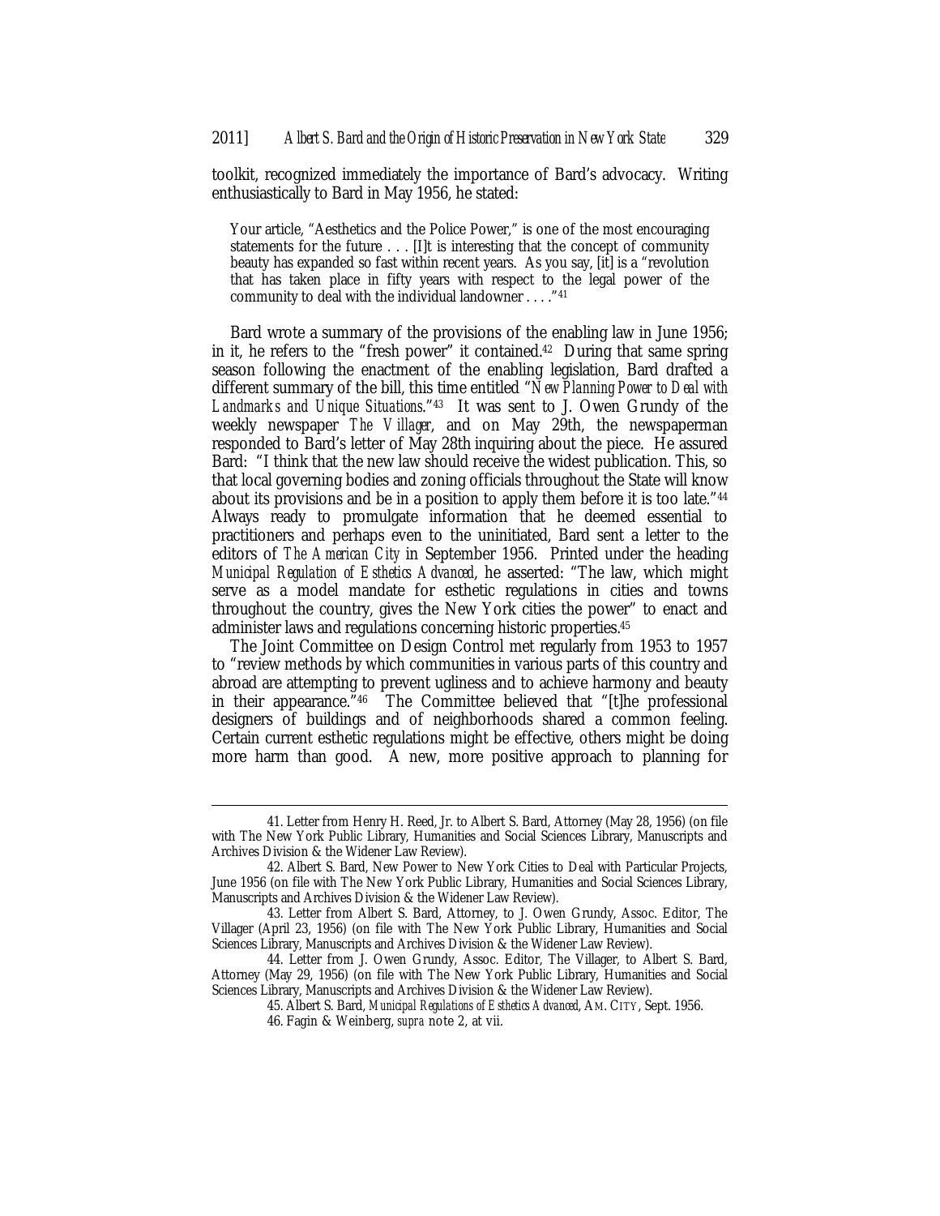toolkit, recognized immediately the importance of Bard's advocacy. Writing enthusiastically to Bard in May 1956, he stated:

> Your article, "Aesthetics and the Police Power," is one of the most encouraging statements for the future . . . [I]t is interesting that the concept of community beauty has expanded so fast within recent years. As you say, [it] is a "revolution that has taken place in fifty years with respect to the legal power of the community to deal with the individual landowner . . . ."[41]

Bard wrote a summary of the provisions of the enabling law in June 1956; in it, he refers to the "fresh power" it contained.[42] During that same spring season following the enactment of the enabling legislation, Bard drafted a different summary of the bill, this time entitled "*New Planning Power to Deal with Landmarks and Unique Situations*."[43] It was sent to J. Owen Grundy of the weekly newspaper *The Villager*, and on May 29th, the newspaperman responded to Bard's letter of May 28th inquiring about the piece. He assured Bard: "I think that the new law should receive the widest publication. This, so that local governing bodies and zoning officials throughout the State will know about its provisions and be in a position to apply them before it is too late."[44] Always ready to promulgate information that he deemed essential to practitioners and perhaps even to the uninitiated, Bard sent a letter to the editors of *The American City* in September 1956. Printed under the heading *Municipal Regulation of Esthetics Advanced*, he asserted: "The law, which might serve as a model mandate for esthetic regulations in cities and towns throughout the country, gives the New York cities the power" to enact and administer laws and regulations concerning historic properties.[45]

The Joint Committee on Design Control met regularly from 1953 to 1957 to "review methods by which communities in various parts of this country and abroad are attempting to prevent ugliness and to achieve harmony and beauty in their appearance."[46] The Committee believed that "[t]he professional designers of buildings and of neighborhoods shared a common feeling. Certain current esthetic regulations might be effective, others might be doing more harm than good. A new, more positive approach to planning for

---

41. Letter from Henry H. Reed, Jr. to Albert S. Bard, Attorney (May 28, 1956) (on file with The New York Public Library, Humanities and Social Sciences Library, Manuscripts and Archives Division & the Widener Law Review).

42. Albert S. Bard, New Power to New York Cities to Deal with Particular Projects, June 1956 (on file with The New York Public Library, Humanities and Social Sciences Library, Manuscripts and Archives Division & the Widener Law Review).

43. Letter from Albert S. Bard, Attorney, to J. Owen Grundy, Assoc. Editor, The Villager (April 23, 1956) (on file with The New York Public Library, Humanities and Social Sciences Library, Manuscripts and Archives Division & the Widener Law Review).

44. Letter from J. Owen Grundy, Assoc. Editor, The Villager, to Albert S. Bard, Attorney (May 29, 1956) (on file with The New York Public Library, Humanities and Social Sciences Library, Manuscripts and Archives Division & the Widener Law Review).

45. Albert S. Bard, *Municipal Regulations of Esthetics Advanced*, AM. CITY, Sept. 1956.

46. Fagin & Weinberg, *supra* note 2, at vii.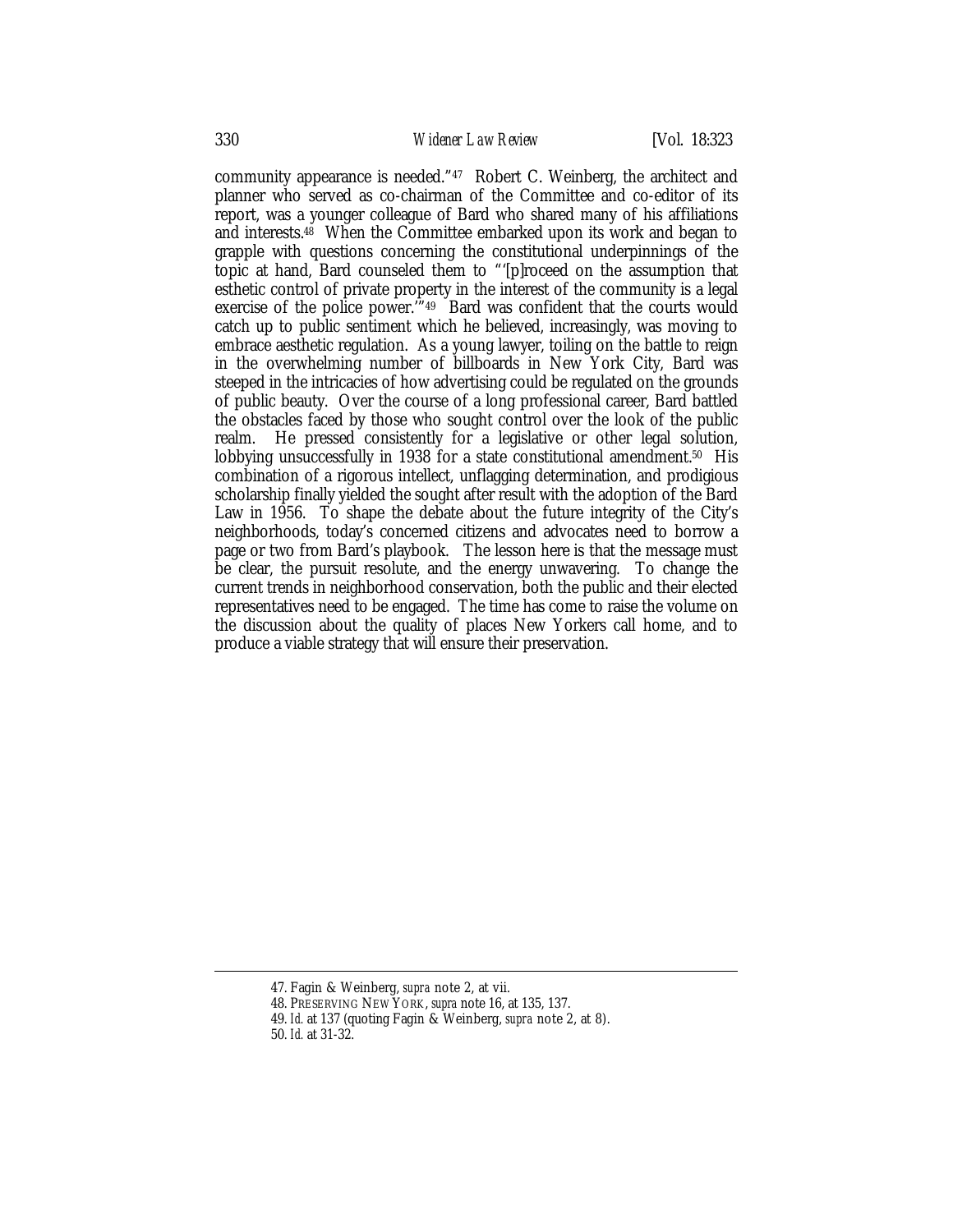community appearance is needed."[47] Robert C. Weinberg, the architect and planner who served as co-chairman of the Committee and co-editor of its report, was a younger colleague of Bard who shared many of his affiliations and interests.[48] When the Committee embarked upon its work and began to grapple with questions concerning the constitutional underpinnings of the topic at hand, Bard counseled them to "'[p]roceed on the assumption that esthetic control of private property in the interest of the community is a legal exercise of the police power.'"[49] Bard was confident that the courts would catch up to public sentiment which he believed, increasingly, was moving to embrace aesthetic regulation. As a young lawyer, toiling on the battle to reign in the overwhelming number of billboards in New York City, Bard was steeped in the intricacies of how advertising could be regulated on the grounds of public beauty. Over the course of a long professional career, Bard battled the obstacles faced by those who sought control over the look of the public realm. He pressed consistently for a legislative or other legal solution, lobbying unsuccessfully in 1938 for a state constitutional amendment.[50] His combination of a rigorous intellect, unflagging determination, and prodigious scholarship finally yielded the sought after result with the adoption of the Bard Law in 1956. To shape the debate about the future integrity of the City's neighborhoods, today's concerned citizens and advocates need to borrow a page or two from Bard's playbook. The lesson here is that the message must be clear, the pursuit resolute, and the energy unwavering. To change the current trends in neighborhood conservation, both the public and their elected representatives need to be engaged. The time has come to raise the volume on the discussion about the quality of places New Yorkers call home, and to produce a viable strategy that will ensure their preservation.

---

47. Fagin & Weinberg, *supra* note 2, at vii.
48. PRESERVING NEW YORK, *supra* note 16, at 135, 137.
49. *Id.* at 137 (quoting Fagin & Weinberg, *supra* note 2, at 8).
50. *Id.* at 31-32.